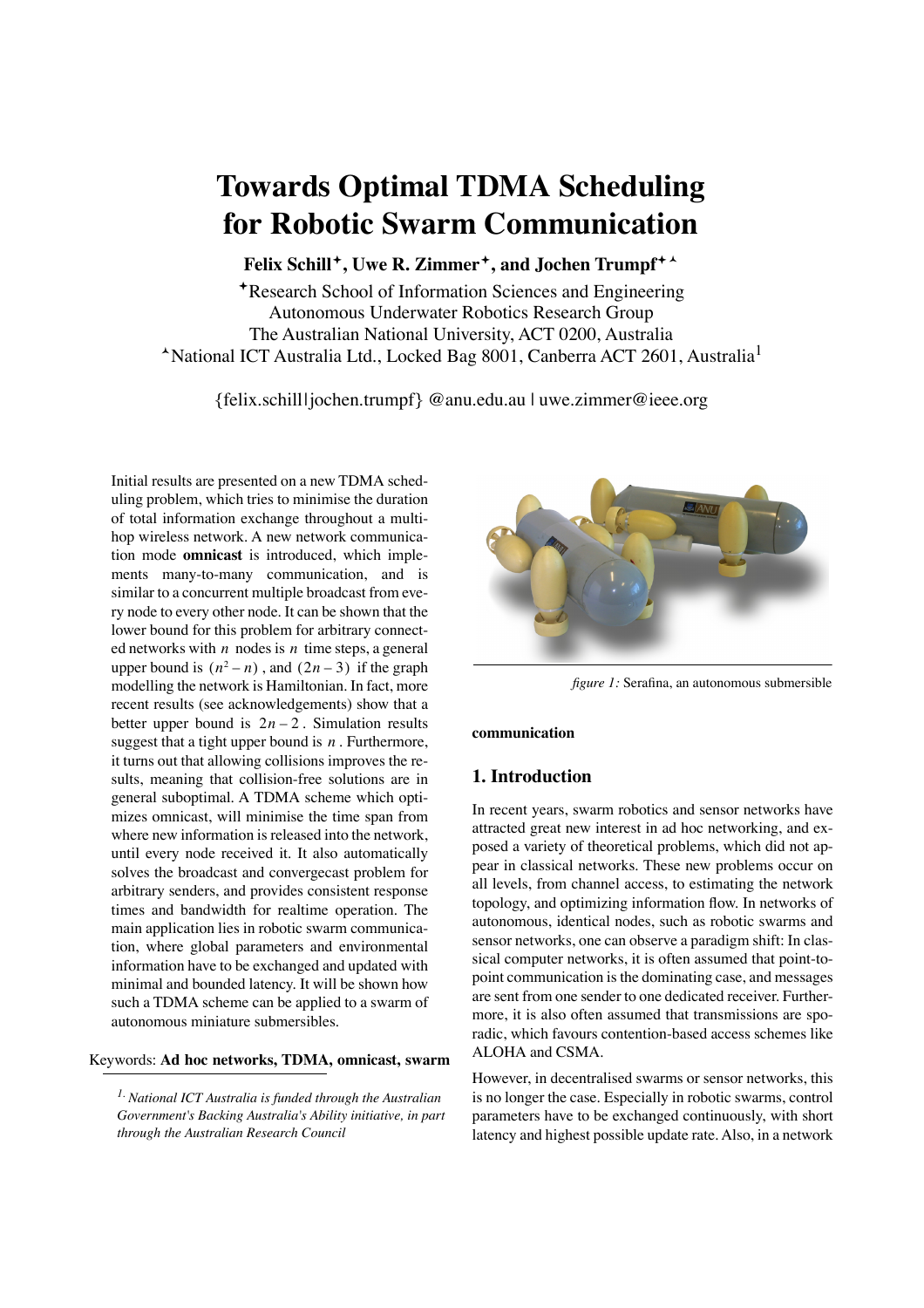# Towards Optimal TDMA Scheduling for Robotic Swarm Communication

**Felix Schill✦, Uwe R. Zimmer✦, and Jochen Trumpf✦▲**

✦Research School of Information Sciences and Engineering
Autonomous Underwater Robotics Research Group
The Australian National University, ACT 0200, Australia
▲National ICT Australia Ltd., Locked Bag 8001, Canberra ACT 2601, Australia[1]

{felix.schill|jochen.trumpf} @anu.edu.au | uwe.zimmer@ieee.org

Initial results are presented on a new TDMA scheduling problem, which tries to minimise the duration of total information exchange throughout a multi-hop wireless network. A new network communication mode **omnicast** is introduced, which implements many-to-many communication, and is similar to a concurrent multiple broadcast from every node to every other node. It can be shown that the lower bound for this problem for arbitrary connected networks with $n$ nodes is $n$ time steps, a general upper bound is $(n^2 - n)$, and $(2n - 3)$ if the graph modelling the network is Hamiltonian. In fact, more recent results (see acknowledgements) show that a better upper bound is $2n - 2$. Simulation results suggest that a tight upper bound is $n$. Furthermore, it turns out that allowing collisions improves the results, meaning that collision-free solutions are in general suboptimal. A TDMA scheme which optimizes omnicast, will minimise the time span from where new information is released into the network, until every node received it. It also automatically solves the broadcast and convergecast problem for arbitrary senders, and provides consistent response times and bandwidth for realtime operation. The main application lies in robotic swarm communication, where global parameters and environmental information have to be exchanged and updated with minimal and bounded latency. It will be shown how such a TDMA scheme can be applied to a swarm of autonomous miniature submersibles.

Keywords: **Ad hoc networks, TDMA, omnicast, swarm communication**

*[1] National ICT Australia is funded through the Australian Government's Backing Australia's Ability initiative, in part through the Australian Research Council*

*figure 1:* Serafina, an autonomous submersible

## 1. Introduction

In recent years, swarm robotics and sensor networks have attracted great new interest in ad hoc networking, and exposed a variety of theoretical problems, which did not appear in classical networks. These new problems occur on all levels, from channel access, to estimating the network topology, and optimizing information flow. In networks of autonomous, identical nodes, such as robotic swarms and sensor networks, one can observe a paradigm shift: In classical computer networks, it is often assumed that point-to-point communication is the dominating case, and messages are sent from one sender to one dedicated receiver. Furthermore, it is also often assumed that transmissions are sporadic, which favours contention-based access schemes like ALOHA and CSMA.

However, in decentralised swarms or sensor networks, this is no longer the case. Especially in robotic swarms, control parameters have to be exchanged continuously, with short latency and highest possible update rate. Also, in a network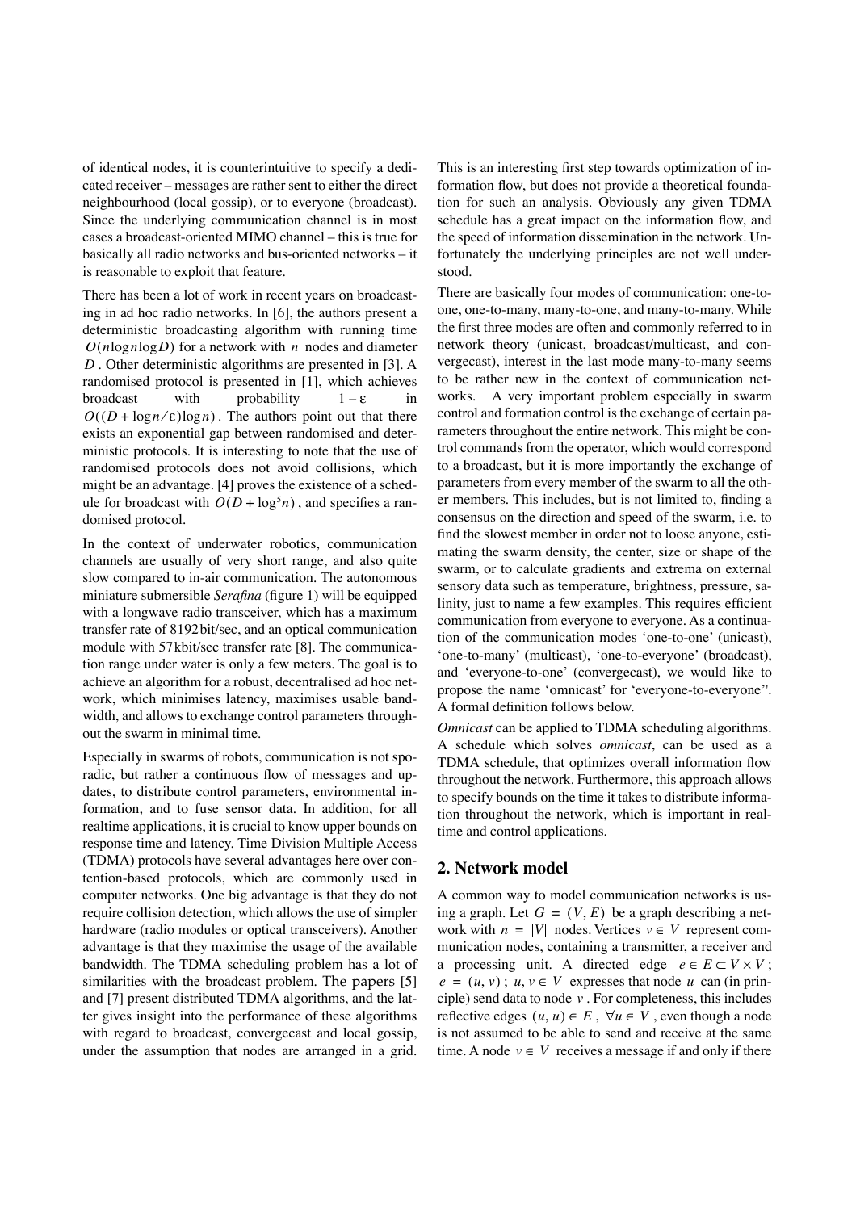of identical nodes, it is counterintuitive to specify a dedicated receiver – messages are rather sent to either the direct neighbourhood (local gossip), or to everyone (broadcast). Since the underlying communication channel is in most cases a broadcast-oriented MIMO channel – this is true for basically all radio networks and bus-oriented networks – it is reasonable to exploit that feature.

There has been a lot of work in recent years on broadcasting in ad hoc radio networks. In [6], the authors present a deterministic broadcasting algorithm with running time $O(n \log n \log D)$ for a network with $n$ nodes and diameter $D$. Other deterministic algorithms are presented in [3]. A randomised protocol is presented in [1], which achieves broadcast with probability $1 - \varepsilon$ in $O((D + \log n/\varepsilon)\log n)$. The authors point out that there exists an exponential gap between randomised and deterministic protocols. It is interesting to note that the use of randomised protocols does not avoid collisions, which might be an advantage. [4] proves the existence of a schedule for broadcast with $O(D + \log^5 n)$, and specifies a randomised protocol.

In the context of underwater robotics, communication channels are usually of very short range, and also quite slow compared to in-air communication. The autonomous miniature submersible *Serafina* (figure 1) will be equipped with a longwave radio transceiver, which has a maximum transfer rate of 8192 bit/sec, and an optical communication module with 57 kbit/sec transfer rate [8]. The communication range under water is only a few meters. The goal is to achieve an algorithm for a robust, decentralised ad hoc network, which minimises latency, maximises usable bandwidth, and allows to exchange control parameters throughout the swarm in minimal time.

Especially in swarms of robots, communication is not sporadic, but rather a continuous flow of messages and updates, to distribute control parameters, environmental information, and to fuse sensor data. In addition, for all realtime applications, it is crucial to know upper bounds on response time and latency. Time Division Multiple Access (TDMA) protocols have several advantages here over contention-based protocols, which are commonly used in computer networks. One big advantage is that they do not require collision detection, which allows the use of simpler hardware (radio modules or optical transceivers). Another advantage is that they maximise the usage of the available bandwidth. The TDMA scheduling problem has a lot of similarities with the broadcast problem. The papers [5] and [7] present distributed TDMA algorithms, and the latter gives insight into the performance of these algorithms with regard to broadcast, convergecast and local gossip, under the assumption that nodes are arranged in a grid. This is an interesting first step towards optimization of information flow, but does not provide a theoretical foundation for such an analysis. Obviously any given TDMA schedule has a great impact on the information flow, and the speed of information dissemination in the network. Unfortunately the underlying principles are not well understood.

There are basically four modes of communication: one-to-one, one-to-many, many-to-one, and many-to-many. While the first three modes are often and commonly referred to in network theory (unicast, broadcast/multicast, and convergecast), interest in the last mode many-to-many seems to be rather new in the context of communication networks. A very important problem especially in swarm control and formation control is the exchange of certain parameters throughout the entire network. This might be control commands from the operator, which would correspond to a broadcast, but it is more importantly the exchange of parameters from every member of the swarm to all the other members. This includes, but is not limited to, finding a consensus on the direction and speed of the swarm, i.e. to find the slowest member in order not to loose anyone, estimating the swarm density, the center, size or shape of the swarm, or to calculate gradients and extrema on external sensory data such as temperature, brightness, pressure, salinity, just to name a few examples. This requires efficient communication from everyone to everyone. As a continuation of the communication modes 'one-to-one' (unicast), 'one-to-many' (multicast), 'one-to-everyone' (broadcast), and 'everyone-to-one' (convergecast), we would like to propose the name 'omnicast' for 'everyone-to-everyone''. A formal definition follows below.

*Omnicast* can be applied to TDMA scheduling algorithms. A schedule which solves *omnicast*, can be used as a TDMA schedule, that optimizes overall information flow throughout the network. Furthermore, this approach allows to specify bounds on the time it takes to distribute information throughout the network, which is important in realtime and control applications.

## 2. Network model

A common way to model communication networks is using a graph. Let $G = (V, E)$ be a graph describing a network with $n = |V|$ nodes. Vertices $v \in V$ represent communication nodes, containing a transmitter, a receiver and a processing unit. A directed edge $e \in E \subset V \times V$; $e = (u, v)$; $u, v \in V$ expresses that node $u$ can (in principle) send data to node $v$. For completeness, this includes reflective edges $(u, u) \in E$, $\forall u \in V$, even though a node is not assumed to be able to send and receive at the same time. A node $v \in V$ receives a message if and only if there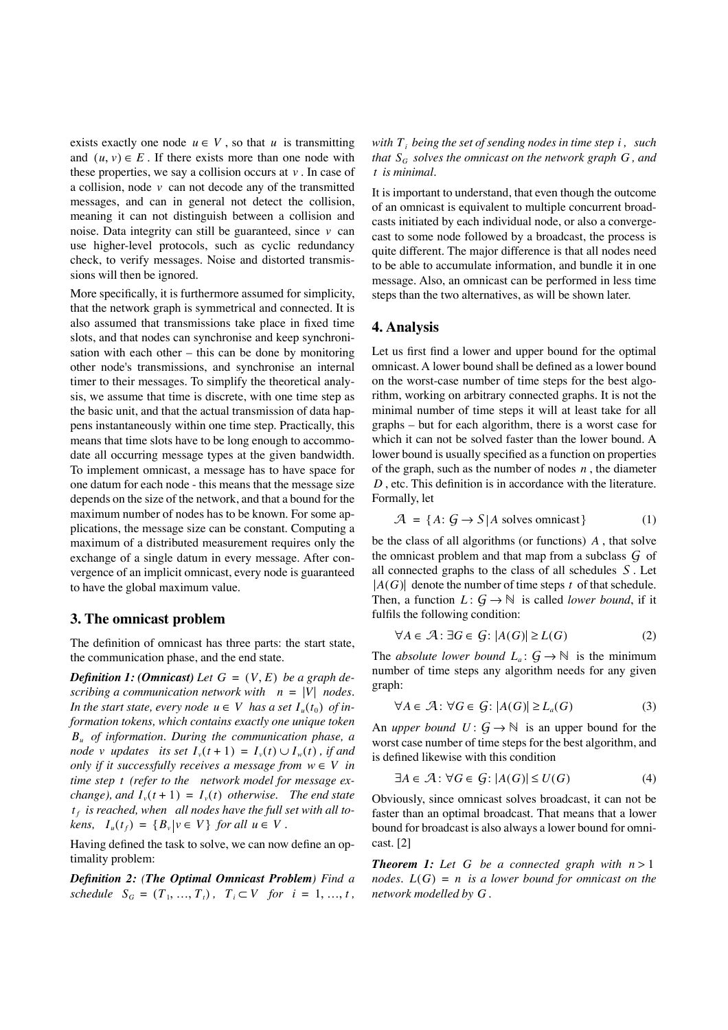exists exactly one node $u \in V$, so that $u$ is transmitting and $(u, v) \in E$. If there exists more than one node with these properties, we say a collision occurs at $v$. In case of a collision, node $v$ can not decode any of the transmitted messages, and can in general not detect the collision, meaning it can not distinguish between a collision and noise. Data integrity can still be guaranteed, since $v$ can use higher-level protocols, such as cyclic redundancy check, to verify messages. Noise and distorted transmissions will then be ignored.

More specifically, it is furthermore assumed for simplicity, that the network graph is symmetrical and connected. It is also assumed that transmissions take place in fixed time slots, and that nodes can synchronise and keep synchronisation with each other – this can be done by monitoring other node's transmissions, and synchronise an internal timer to their messages. To simplify the theoretical analysis, we assume that time is discrete, with one time step as the basic unit, and that the actual transmission of data happens instantaneously within one time step. Practically, this means that time slots have to be long enough to accommodate all occurring message types at the given bandwidth. To implement omnicast, a message has to have space for one datum for each node - this means that the message size depends on the size of the network, and that a bound for the maximum number of nodes has to be known. For some applications, the message size can be constant. Computing a maximum of a distributed measurement requires only the exchange of a single datum in every message. After convergence of an implicit omnicast, every node is guaranteed to have the global maximum value.

## 3. The omnicast problem

The definition of omnicast has three parts: the start state, the communication phase, and the end state.

***Definition 1: (Omnicast)*** *Let $G = (V, E)$ be a graph describing a communication network with $n = |V|$ nodes. In the start state, every node $u \in V$ has a set $I_u(t_0)$ of information tokens, which contains exactly one unique token $B_u$ of information. During the communication phase, a node $v$ updates its set $I_v(t+1) = I_v(t) \cup I_w(t)$, if and only if it successfully receives a message from $w \in V$ in time step $t$ (refer to the network model for message exchange), and $I_v(t+1) = I_v(t)$ otherwise. The end state $t_f$ is reached, when all nodes have the full set with all tokens, $I_u(t_f) = \{B_v | v \in V\}$ for all $u \in V$.*

Having defined the task to solve, we can now define an optimality problem:

***Definition 2: (The Optimal Omnicast Problem)*** *Find a schedule $S_G = (T_1, \ldots, T_t)$, $T_i \subset V$ for $i = 1, \ldots, t$, with $T_i$ being the set of sending nodes in time step $i$, such that $S_G$ solves the omnicast on the network graph $G$, and $t$ is minimal.*

It is important to understand, that even though the outcome of an omnicast is equivalent to multiple concurrent broadcasts initiated by each individual node, or also a convergecast to some node followed by a broadcast, the process is quite different. The major difference is that all nodes need to be able to accumulate information, and bundle it in one message. Also, an omnicast can be performed in less time steps than the two alternatives, as will be shown later.

## 4. Analysis

Let us first find a lower and upper bound for the optimal omnicast. A lower bound shall be defined as a lower bound on the worst-case number of time steps for the best algorithm, working on arbitrary connected graphs. It is not the minimal number of time steps it will at least take for all graphs – but for each algorithm, there is a worst case for which it can not be solved faster than the lower bound. A lower bound is usually specified as a function on properties of the graph, such as the number of nodes $n$, the diameter $D$, etc. This definition is in accordance with the literature. Formally, let

$$\mathcal{A} = \{A \colon \mathcal{G} \to S \,|\, A \text{ solves omnicast}\} \tag{1}$$

be the class of all algorithms (or functions) $A$, that solve the omnicast problem and that map from a subclass $\mathcal{G}$ of all connected graphs to the class of all schedules $S$. Let $|A(G)|$ denote the number of time steps $t$ of that schedule. Then, a function $L \colon \mathcal{G} \to \mathbb{N}$ is called *lower bound*, if it fulfils the following condition:

$$\forall A \in \mathcal{A} \colon \exists G \in \mathcal{G} \colon |A(G)| \geq L(G) \tag{2}$$

The *absolute lower bound* $L_a \colon \mathcal{G} \to \mathbb{N}$ is the minimum number of time steps any algorithm needs for any given graph:

$$\forall A \in \mathcal{A} \colon \forall G \in \mathcal{G} \colon |A(G)| \geq L_a(G) \tag{3}$$

An *upper bound* $U \colon \mathcal{G} \to \mathbb{N}$ is an upper bound for the worst case number of time steps for the best algorithm, and is defined likewise with this condition

$$\exists A \in \mathcal{A} \colon \forall G \in \mathcal{G} \colon |A(G)| \leq U(G) \tag{4}$$

Obviously, since omnicast solves broadcast, it can not be faster than an optimal broadcast. That means that a lower bound for broadcast is also always a lower bound for omnicast. [2]

***Theorem 1:*** *Let $G$ be a connected graph with $n > 1$ nodes. $L(G) = n$ is a lower bound for omnicast on the network modelled by $G$.*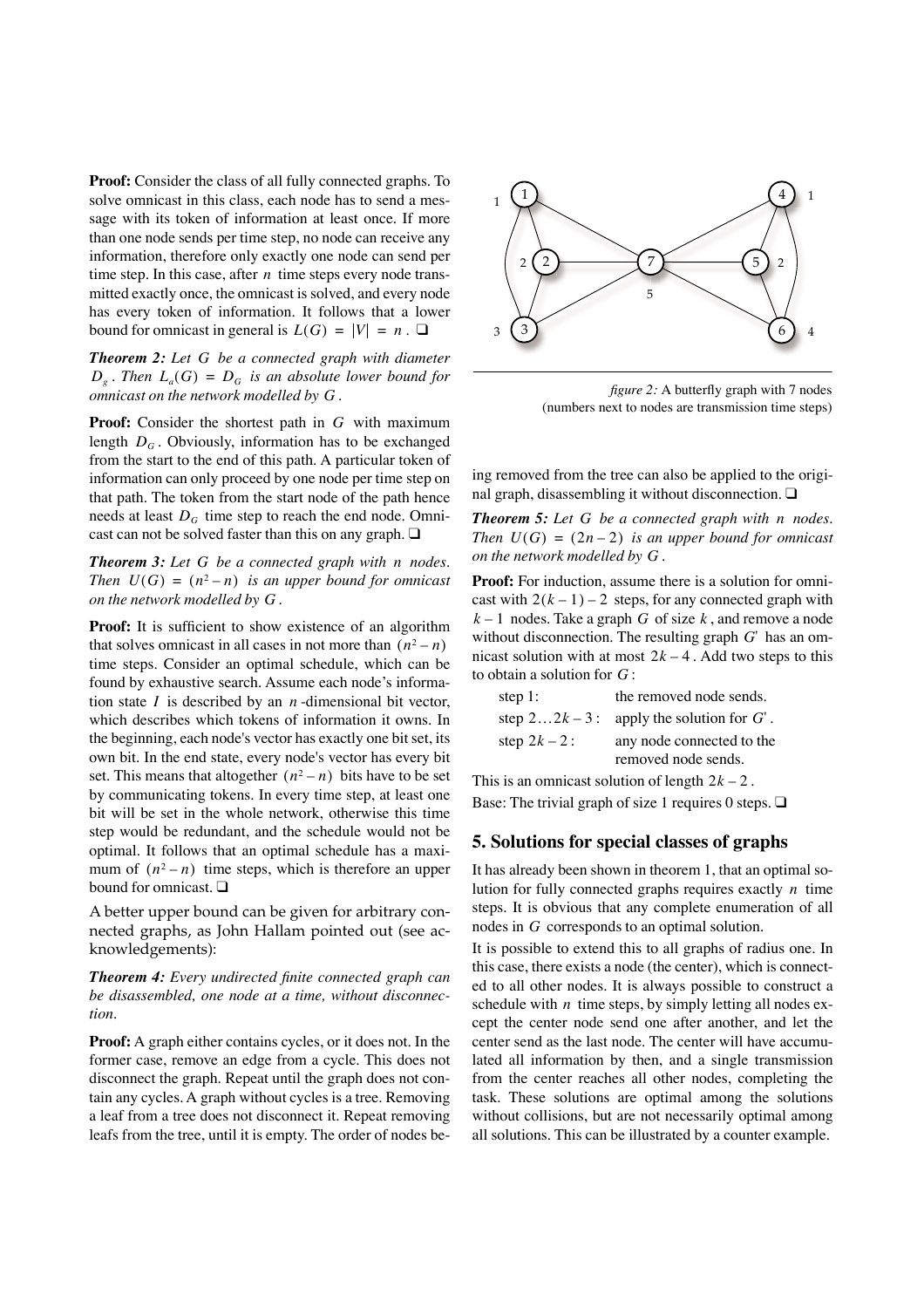**Proof:** Consider the class of all fully connected graphs. To solve omnicast in this class, each node has to send a message with its token of information at least once. If more than one node sends per time step, no node can receive any information, therefore only exactly one node can send per time step. In this case, after $n$ time steps every node transmitted exactly once, the omnicast is solved, and every node has every token of information. It follows that a lower bound for omnicast in general is $L(G) = |V| = n$. ❑

***Theorem 2:*** *Let $G$ be a connected graph with diameter $D_g$. Then $L_a(G) = D_G$ is an absolute lower bound for omnicast on the network modelled by $G$.*

**Proof:** Consider the shortest path in $G$ with maximum length $D_G$. Obviously, information has to be exchanged from the start to the end of this path. A particular token of information can only proceed by one node per time step on that path. The token from the start node of the path hence needs at least $D_G$ time step to reach the end node. Omnicast can not be solved faster than this on any graph. ❑

***Theorem 3:*** *Let $G$ be a connected graph with $n$ nodes. Then $U(G) = (n^2 - n)$ is an upper bound for omnicast on the network modelled by $G$.*

**Proof:** It is sufficient to show existence of an algorithm that solves omnicast in all cases in not more than $(n^2 - n)$ time steps. Consider an optimal schedule, which can be found by exhaustive search. Assume each node's information state $I$ is described by an $n$-dimensional bit vector, which describes which tokens of information it owns. In the beginning, each node's vector has exactly one bit set, its own bit. In the end state, every node's vector has every bit set. This means that altogether $(n^2 - n)$ bits have to be set by communicating tokens. In every time step, at least one bit will be set in the whole network, otherwise this time step would be redundant, and the schedule would not be optimal. It follows that an optimal schedule has a maximum of $(n^2 - n)$ time steps, which is therefore an upper bound for omnicast. ❑

A better upper bound can be given for arbitrary connected graphs, as John Hallam pointed out (see acknowledgements):

***Theorem 4:*** *Every undirected finite connected graph can be disassembled, one node at a time, without disconnection.*

**Proof:** A graph either contains cycles, or it does not. In the former case, remove an edge from a cycle. This does not disconnect the graph. Repeat until the graph does not contain any cycles. A graph without cycles is a tree. Removing a leaf from a tree does not disconnect it. Repeat removing leafs from the tree, until it is empty. The order of nodes being removed from the tree can also be applied to the original graph, disassembling it without disconnection. ❑

*figure 2:* A butterfly graph with 7 nodes (numbers next to nodes are transmission time steps)

***Theorem 5:*** *Let $G$ be a connected graph with $n$ nodes. Then $U(G) = (2n - 2)$ is an upper bound for omnicast on the network modelled by $G$.*

**Proof:** For induction, assume there is a solution for omnicast with $2(k-1) - 2$ steps, for any connected graph with $k - 1$ nodes. Take a graph $G$ of size $k$, and remove a node without disconnection. The resulting graph $G'$ has an omnicast solution with at most $2k - 4$. Add two steps to this to obtain a solution for $G$:

| | |
|---|---|
| step 1: | the removed node sends. |
| step $2 \ldots 2k-3$: | apply the solution for $G'$. |
| step $2k - 2$: | any node connected to the removed node sends. |

This is an omnicast solution of length $2k - 2$.

Base: The trivial graph of size 1 requires 0 steps. ❑

## 5. Solutions for special classes of graphs

It has already been shown in theorem 1, that an optimal solution for fully connected graphs requires exactly $n$ time steps. It is obvious that any complete enumeration of all nodes in $G$ corresponds to an optimal solution.

It is possible to extend this to all graphs of radius one. In this case, there exists a node (the center), which is connected to all other nodes. It is always possible to construct a schedule with $n$ time steps, by simply letting all nodes except the center node send one after another, and let the center send as the last node. The center will have accumulated all information by then, and a single transmission from the center reaches all other nodes, completing the task. These solutions are optimal among the solutions without collisions, but are not necessarily optimal among all solutions. This can be illustrated by a counter example.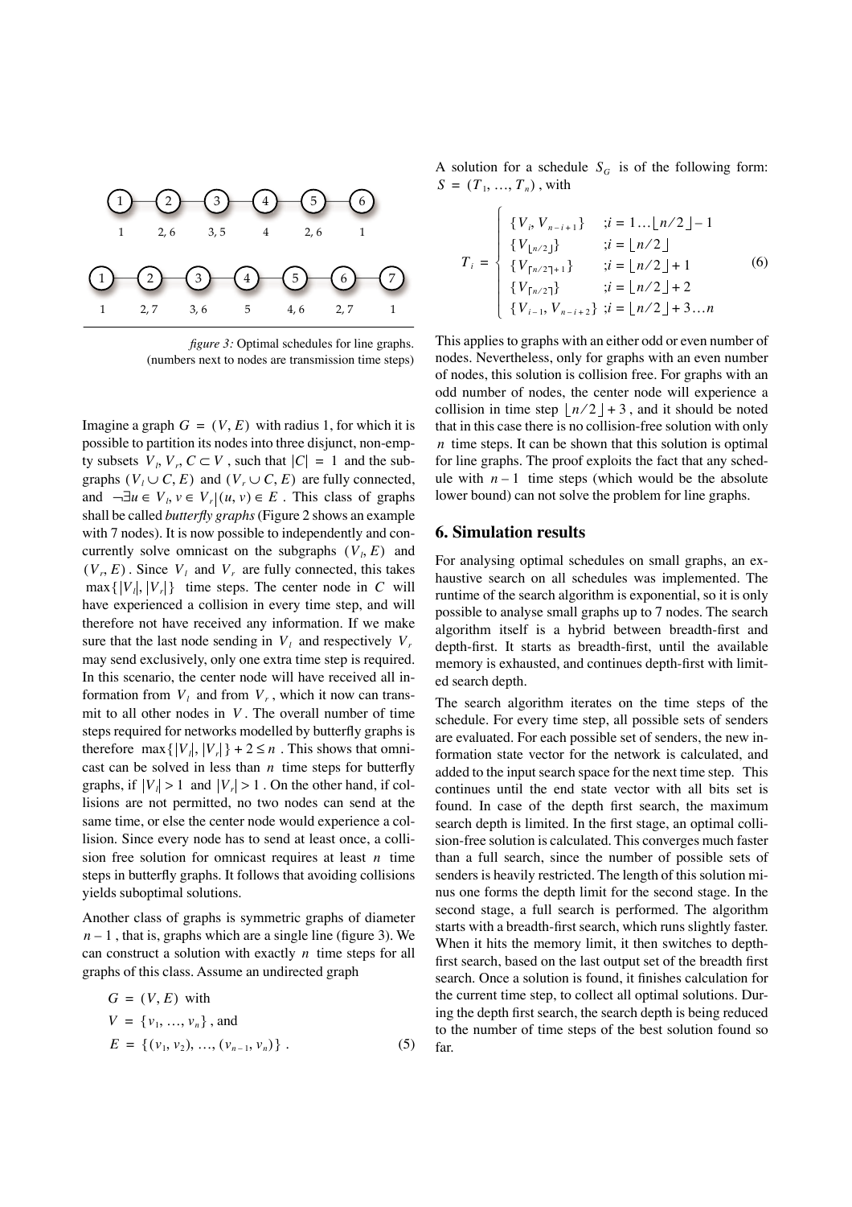figure 3: Optimal schedules for line graphs. (numbers next to nodes are transmission time steps)

Imagine a graph $G = (V, E)$ with radius 1, for which it is possible to partition its nodes into three disjunct, non-empty subsets $V_l, V_r, C \subset V$, such that $|C| = 1$ and the subgraphs $(V_l \cup C, E)$ and $(V_r \cup C, E)$ are fully connected, and $\neg\exists u \in V_l, v \in V_r | (u, v) \in E$. This class of graphs shall be called *butterfly graphs* (Figure 2 shows an example with 7 nodes). It is now possible to independently and concurrently solve omnicast on the subgraphs $(V_l, E)$ and $(V_r, E)$. Since $V_l$ and $V_r$ are fully connected, this takes $\max\{|V_l|, |V_r|\}$ time steps. The center node in $C$ will have experienced a collision in every time step, and will therefore not have received any information. If we make sure that the last node sending in $V_l$ and respectively $V_r$ may send exclusively, only one extra time step is required. In this scenario, the center node will have received all information from $V_l$ and from $V_r$, which it now can transmit to all other nodes in $V$. The overall number of time steps required for networks modelled by butterfly graphs is therefore $\max\{|V_l|, |V_r|\} + 2 \le n$. This shows that omnicast can be solved in less than $n$ time steps for butterfly graphs, if $|V_l| > 1$ and $|V_r| > 1$. On the other hand, if collisions are not permitted, no two nodes can send at the same time, or else the center node would experience a collision. Since every node has to send at least once, a collision free solution for omnicast requires at least $n$ time steps in butterfly graphs. It follows that avoiding collisions yields suboptimal solutions.

Another class of graphs is symmetric graphs of diameter $n-1$, that is, graphs which are a single line (figure 3). We can construct a solution with exactly $n$ time steps for all graphs of this class. Assume an undirected graph

$$
\begin{aligned}
G &= (V, E) \text{ with} \\
V &= \{v_1, \ldots, v_n\}\text{, and} \\
E &= \{(v_1, v_2), \ldots, (v_{n-1}, v_n)\}\,. \qquad (5)
\end{aligned}
$$

A solution for a schedule $S_G$ is of the following form: $S = (T_1, \ldots, T_n)$, with

$$
T_i = \begin{cases}
\{V_i, V_{n-i+1}\} & ;i = 1 \ldots \lfloor n/2 \rfloor - 1 \\
\{V_{\lfloor n/2 \rfloor}\} & ;i = \lfloor n/2 \rfloor \\
\{V_{\lceil n/2 \rceil + 1}\} & ;i = \lfloor n/2 \rfloor + 1 \\
\{V_{\lceil n/2 \rceil}\} & ;i = \lfloor n/2 \rfloor + 2 \\
\{V_{i-1}, V_{n-i+2}\} & ;i = \lfloor n/2 \rfloor + 3 \ldots n
\end{cases} \qquad (6)
$$

This applies to graphs with an either odd or even number of nodes. Nevertheless, only for graphs with an even number of nodes, this solution is collision free. For graphs with an odd number of nodes, the center node will experience a collision in time step $\lfloor n/2 \rfloor + 3$, and it should be noted that in this case there is no collision-free solution with only $n$ time steps. It can be shown that this solution is optimal for line graphs. The proof exploits the fact that any schedule with $n-1$ time steps (which would be the absolute lower bound) can not solve the problem for line graphs.

## 6. Simulation results

For analysing optimal schedules on small graphs, an exhaustive search on all schedules was implemented. The runtime of the search algorithm is exponential, so it is only possible to analyse small graphs up to 7 nodes. The search algorithm itself is a hybrid between breadth-first and depth-first. It starts as breadth-first, until the available memory is exhausted, and continues depth-first with limited search depth.

The search algorithm iterates on the time steps of the schedule. For every time step, all possible sets of senders are evaluated. For each possible set of senders, the new information state vector for the network is calculated, and added to the input search space for the next time step. This continues until the end state vector with all bits set is found. In case of the depth first search, the maximum search depth is limited. In the first stage, an optimal collision-free solution is calculated. This converges much faster than a full search, since the number of possible sets of senders is heavily restricted. The length of this solution minus one forms the depth limit for the second stage. In the second stage, a full search is performed. The algorithm starts with a breadth-first search, which runs slightly faster. When it hits the memory limit, it then switches to depth-first search, based on the last output set of the breadth first search. Once a solution is found, it finishes calculation for the current time step, to collect all optimal solutions. During the depth first search, the search depth is being reduced to the number of time steps of the best solution found so far.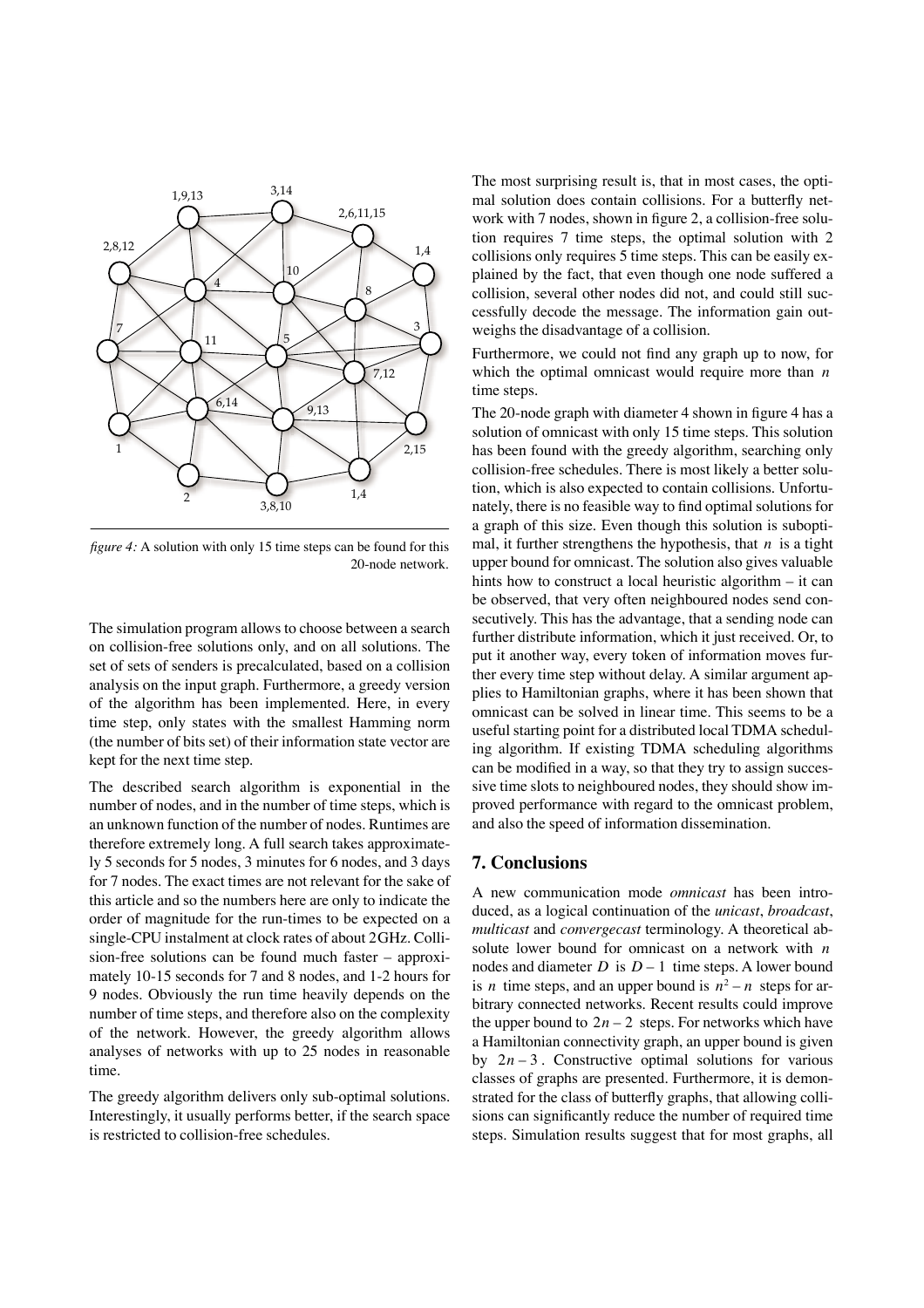*figure 4:* A solution with only 15 time steps can be found for this 20-node network.

The simulation program allows to choose between a search on collision-free solutions only, and on all solutions. The set of sets of senders is precalculated, based on a collision analysis on the input graph. Furthermore, a greedy version of the algorithm has been implemented. Here, in every time step, only states with the smallest Hamming norm (the number of bits set) of their information state vector are kept for the next time step.

The described search algorithm is exponential in the number of nodes, and in the number of time steps, which is an unknown function of the number of nodes. Runtimes are therefore extremely long. A full search takes approximately 5 seconds for 5 nodes, 3 minutes for 6 nodes, and 3 days for 7 nodes. The exact times are not relevant for the sake of this article and so the numbers here are only to indicate the order of magnitude for the run-times to be expected on a single-CPU instalment at clock rates of about 2GHz. Collision-free solutions can be found much faster – approximately 10-15 seconds for 7 and 8 nodes, and 1-2 hours for 9 nodes. Obviously the run time heavily depends on the number of time steps, and therefore also on the complexity of the network. However, the greedy algorithm allows analyses of networks with up to 25 nodes in reasonable time.

The greedy algorithm delivers only sub-optimal solutions. Interestingly, it usually performs better, if the search space is restricted to collision-free schedules.

The most surprising result is, that in most cases, the optimal solution does contain collisions. For a butterfly network with 7 nodes, shown in figure 2, a collision-free solution requires 7 time steps, the optimal solution with 2 collisions only requires 5 time steps. This can be easily explained by the fact, that even though one node suffered a collision, several other nodes did not, and could still successfully decode the message. The information gain outweighs the disadvantage of a collision.

Furthermore, we could not find any graph up to now, for which the optimal omnicast would require more than $n$ time steps.

The 20-node graph with diameter 4 shown in figure 4 has a solution of omnicast with only 15 time steps. This solution has been found with the greedy algorithm, searching only collision-free schedules. There is most likely a better solution, which is also expected to contain collisions. Unfortunately, there is no feasible way to find optimal solutions for a graph of this size. Even though this solution is suboptimal, it further strengthens the hypothesis, that $n$ is a tight upper bound for omnicast. The solution also gives valuable hints how to construct a local heuristic algorithm – it can be observed, that very often neighboured nodes send consecutively. This has the advantage, that a sending node can further distribute information, which it just received. Or, to put it another way, every token of information moves further every time step without delay. A similar argument applies to Hamiltonian graphs, where it has been shown that omnicast can be solved in linear time. This seems to be a useful starting point for a distributed local TDMA scheduling algorithm. If existing TDMA scheduling algorithms can be modified in a way, so that they try to assign successive time slots to neighboured nodes, they should show improved performance with regard to the omnicast problem, and also the speed of information dissemination.

## 7. Conclusions

A new communication mode *omnicast* has been introduced, as a logical continuation of the *unicast*, *broadcast*, *multicast* and *convergecast* terminology. A theoretical absolute lower bound for omnicast on a network with $n$ nodes and diameter $D$ is $D - 1$ time steps. A lower bound is $n$ time steps, and an upper bound is $n^2 - n$ steps for arbitrary connected networks. Recent results could improve the upper bound to $2n - 2$ steps. For networks which have a Hamiltonian connectivity graph, an upper bound is given by $2n - 3$. Constructive optimal solutions for various classes of graphs are presented. Furthermore, it is demonstrated for the class of butterfly graphs, that allowing collisions can significantly reduce the number of required time steps. Simulation results suggest that for most graphs, all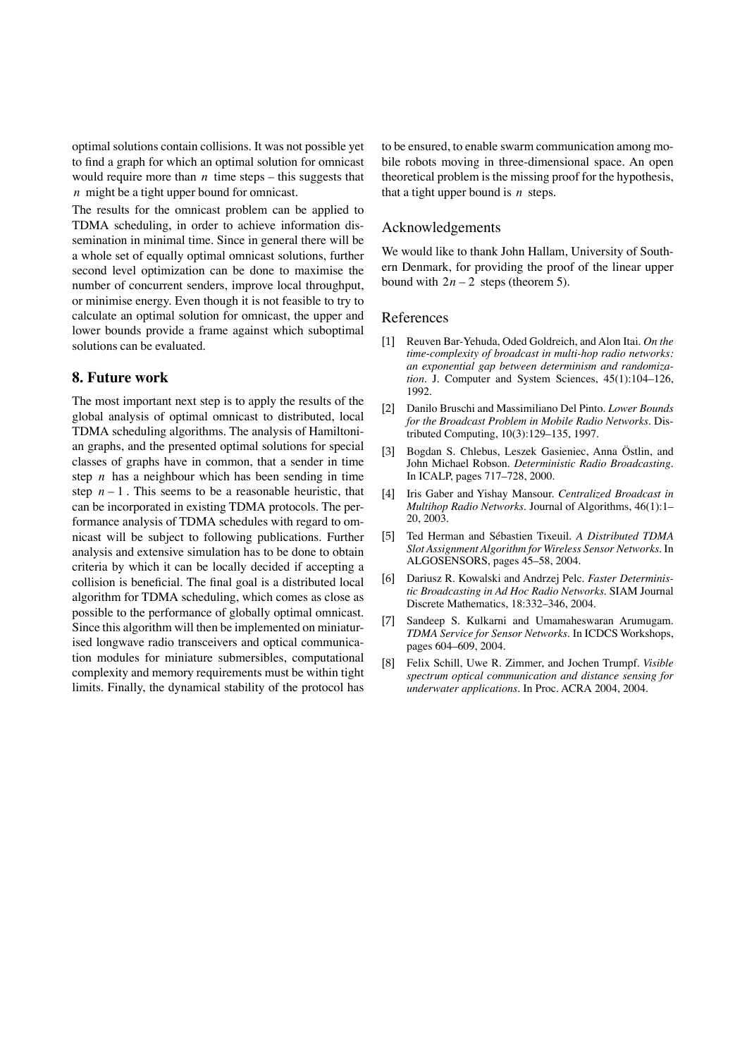optimal solutions contain collisions. It was not possible yet to find a graph for which an optimal solution for omnicast would require more than $n$ time steps – this suggests that $n$ might be a tight upper bound for omnicast.

The results for the omnicast problem can be applied to TDMA scheduling, in order to achieve information dissemination in minimal time. Since in general there will be a whole set of equally optimal omnicast solutions, further second level optimization can be done to maximise the number of concurrent senders, improve local throughput, or minimise energy. Even though it is not feasible to try to calculate an optimal solution for omnicast, the upper and lower bounds provide a frame against which suboptimal solutions can be evaluated.

## 8. Future work

The most important next step is to apply the results of the global analysis of optimal omnicast to distributed, local TDMA scheduling algorithms. The analysis of Hamiltonian graphs, and the presented optimal solutions for special classes of graphs have in common, that a sender in time step $n$ has a neighbour which has been sending in time step $n-1$. This seems to be a reasonable heuristic, that can be incorporated in existing TDMA protocols. The performance analysis of TDMA schedules with regard to omnicast will be subject to following publications. Further analysis and extensive simulation has to be done to obtain criteria by which it can be locally decided if accepting a collision is beneficial. The final goal is a distributed local algorithm for TDMA scheduling, which comes as close as possible to the performance of globally optimal omnicast. Since this algorithm will then be implemented on miniaturised longwave radio transceivers and optical communication modules for miniature submersibles, computational complexity and memory requirements must be within tight limits. Finally, the dynamical stability of the protocol has to be ensured, to enable swarm communication among mobile robots moving in three-dimensional space. An open theoretical problem is the missing proof for the hypothesis, that a tight upper bound is $n$ steps.

## Acknowledgements

We would like to thank John Hallam, University of Southern Denmark, for providing the proof of the linear upper bound with $2n-2$ steps (theorem 5).

## References

[1] Reuven Bar-Yehuda, Oded Goldreich, and Alon Itai. *On the time-complexity of broadcast in multi-hop radio networks: an exponential gap between determinism and randomization*. J. Computer and System Sciences, 45(1):104–126, 1992.

[2] Danilo Bruschi and Massimiliano Del Pinto. *Lower Bounds for the Broadcast Problem in Mobile Radio Networks*. Distributed Computing, 10(3):129–135, 1997.

[3] Bogdan S. Chlebus, Leszek Gasieniec, Anna Östlin, and John Michael Robson. *Deterministic Radio Broadcasting*. In ICALP, pages 717–728, 2000.

[4] Iris Gaber and Yishay Mansour. *Centralized Broadcast in Multihop Radio Networks*. Journal of Algorithms, 46(1):1–20, 2003.

[5] Ted Herman and Sébastien Tixeuil. *A Distributed TDMA Slot Assignment Algorithm for Wireless Sensor Networks*. In ALGOSENSORS, pages 45–58, 2004.

[6] Dariusz R. Kowalski and Andrzej Pelc. *Faster Deterministic Broadcasting in Ad Hoc Radio Networks*. SIAM Journal Discrete Mathematics, 18:332–346, 2004.

[7] Sandeep S. Kulkarni and Umamaheswaran Arumugam. *TDMA Service for Sensor Networks*. In ICDCS Workshops, pages 604–609, 2004.

[8] Felix Schill, Uwe R. Zimmer, and Jochen Trumpf. *Visible spectrum optical communication and distance sensing for underwater applications*. In Proc. ACRA 2004, 2004.